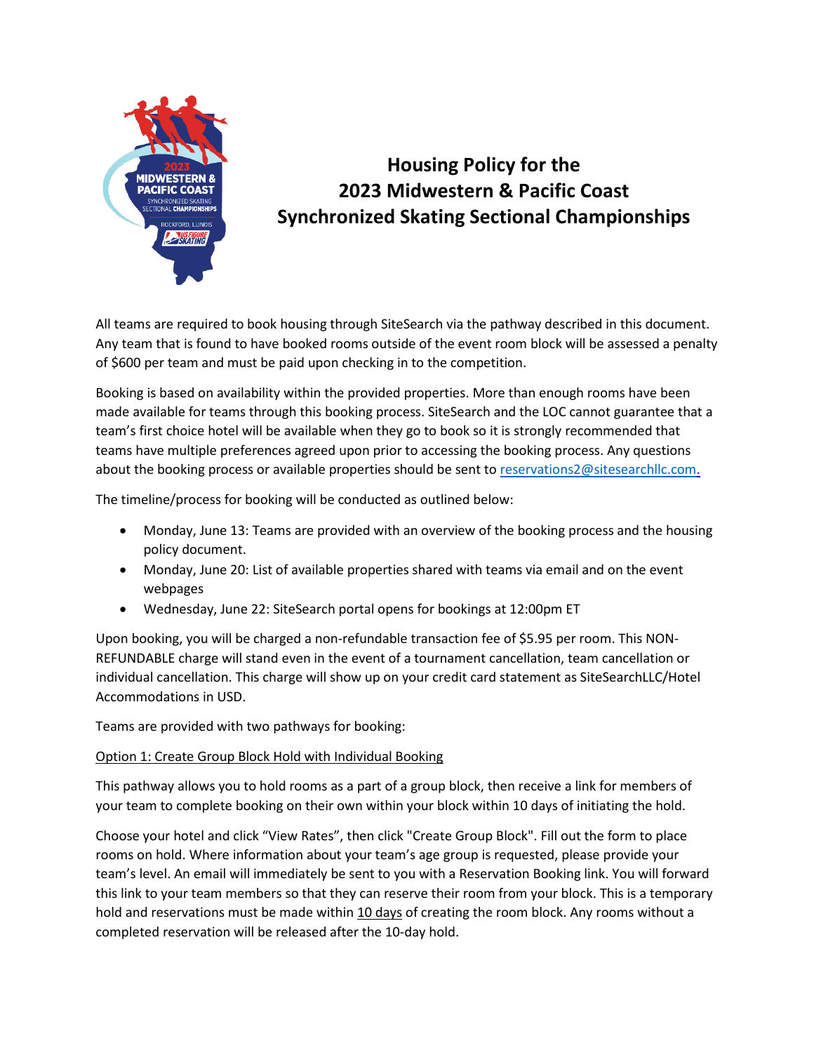# Housing Policy for the 2023 Midwestern & Pacific Coast Synchronized Skating Sectional Championships

All teams are required to book housing through SiteSearch via the pathway described in this document. Any team that is found to have booked rooms outside of the event room block will be assessed a penalty of $600 per team and must be paid upon checking in to the competition.

Booking is based on availability within the provided properties. More than enough rooms have been made available for teams through this booking process. SiteSearch and the LOC cannot guarantee that a team's first choice hotel will be available when they go to book so it is strongly recommended that teams have multiple preferences agreed upon prior to accessing the booking process. Any questions about the booking process or available properties should be sent to reservations2@sitesearchllc.com.

The timeline/process for booking will be conducted as outlined below:

- Monday, June 13: Teams are provided with an overview of the booking process and the housing policy document.
- Monday, June 20: List of available properties shared with teams via email and on the event webpages
- Wednesday, June 22: SiteSearch portal opens for bookings at 12:00pm ET

Upon booking, you will be charged a non-refundable transaction fee of $5.95 per room. This NON-REFUNDABLE charge will stand even in the event of a tournament cancellation, team cancellation or individual cancellation. This charge will show up on your credit card statement as SiteSearchLLC/Hotel Accommodations in USD.

Teams are provided with two pathways for booking:

Option 1: Create Group Block Hold with Individual Booking

This pathway allows you to hold rooms as a part of a group block, then receive a link for members of your team to complete booking on their own within your block within 10 days of initiating the hold.

Choose your hotel and click "View Rates", then click "Create Group Block". Fill out the form to place rooms on hold. Where information about your team's age group is requested, please provide your team's level. An email will immediately be sent to you with a Reservation Booking link. You will forward this link to your team members so that they can reserve their room from your block. This is a temporary hold and reservations must be made within 10 days of creating the room block. Any rooms without a completed reservation will be released after the 10-day hold.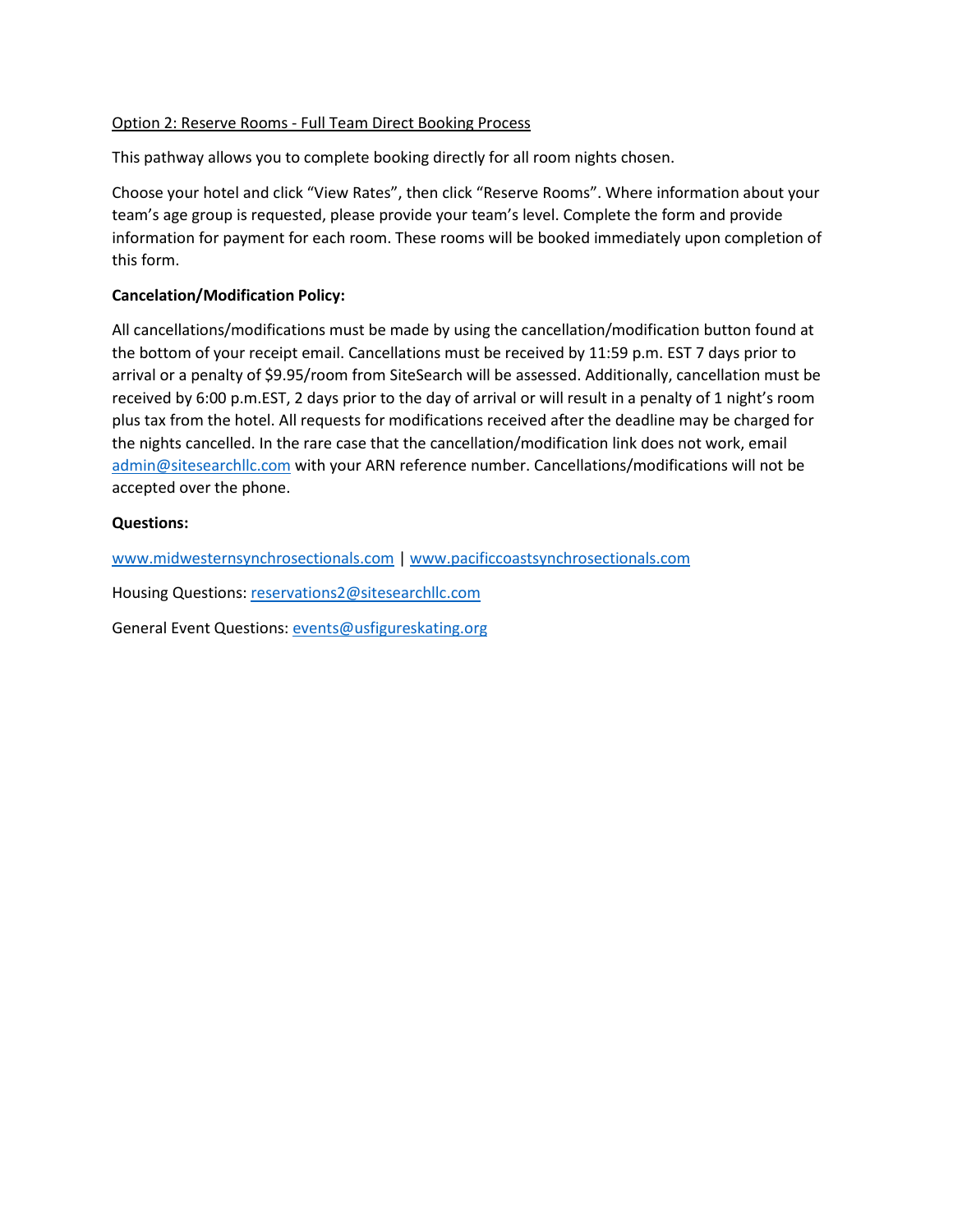Option 2: Reserve Rooms - Full Team Direct Booking Process

This pathway allows you to complete booking directly for all room nights chosen.

Choose your hotel and click "View Rates", then click "Reserve Rooms". Where information about your team's age group is requested, please provide your team's level. Complete the form and provide information for payment for each room. These rooms will be booked immediately upon completion of this form.

**Cancelation/Modification Policy:**

All cancellations/modifications must be made by using the cancellation/modification button found at the bottom of your receipt email. Cancellations must be received by 11:59 p.m. EST 7 days prior to arrival or a penalty of $9.95/room from SiteSearch will be assessed. Additionally, cancellation must be received by 6:00 p.m.EST, 2 days prior to the day of arrival or will result in a penalty of 1 night's room plus tax from the hotel. All requests for modifications received after the deadline may be charged for the nights cancelled. In the rare case that the cancellation/modification link does not work, email admin@sitesearchllc.com with your ARN reference number. Cancellations/modifications will not be accepted over the phone.

**Questions:**

www.midwesternsynchrosectionals.com | www.pacificcoastsynchrosectionals.com

Housing Questions: reservations2@sitesearchllc.com

General Event Questions: events@usfigureskating.org